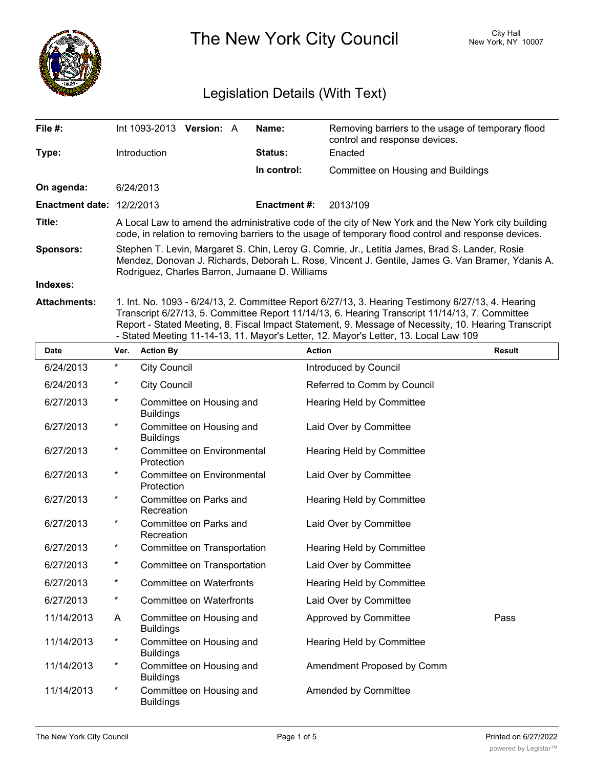# The New York City Council

City Hall
New York, NY 10007

## Legislation Details (With Text)

| | | | |
|---|---|---|---|
| **File #:** | Int 1093-2013 **Version:** A | **Name:** | Removing barriers to the usage of temporary flood control and response devices. |
| **Type:** | Introduction | **Status:** | Enacted |
| | | **In control:** | Committee on Housing and Buildings |
| **On agenda:** | 6/24/2013 | | |
| **Enactment date:** | 12/2/2013 | **Enactment #:** | 2013/109 |

**Title:** A Local Law to amend the administrative code of the city of New York and the New York city building code, in relation to removing barriers to the usage of temporary flood control and response devices.

**Sponsors:** Stephen T. Levin, Margaret S. Chin, Leroy G. Comrie, Jr., Letitia James, Brad S. Lander, Rosie Mendez, Donovan J. Richards, Deborah L. Rose, Vincent J. Gentile, James G. Van Bramer, Ydanis A. Rodriguez, Charles Barron, Jumaane D. Williams

**Indexes:**

**Attachments:** 1. Int. No. 1093 - 6/24/13, 2. Committee Report 6/27/13, 3. Hearing Testimony 6/27/13, 4. Hearing Transcript 6/27/13, 5. Committee Report 11/14/13, 6. Hearing Transcript 11/14/13, 7. Committee Report - Stated Meeting, 8. Fiscal Impact Statement, 9. Message of Necessity, 10. Hearing Transcript - Stated Meeting 11-14-13, 11. Mayor's Letter, 12. Mayor's Letter, 13. Local Law 109

| Date | Ver. | Action By | Action | Result |
|---|---|---|---|---|
| 6/24/2013 | * | City Council | Introduced by Council | |
| 6/24/2013 | * | City Council | Referred to Comm by Council | |
| 6/27/2013 | * | Committee on Housing and Buildings | Hearing Held by Committee | |
| 6/27/2013 | * | Committee on Housing and Buildings | Laid Over by Committee | |
| 6/27/2013 | * | Committee on Environmental Protection | Hearing Held by Committee | |
| 6/27/2013 | * | Committee on Environmental Protection | Laid Over by Committee | |
| 6/27/2013 | * | Committee on Parks and Recreation | Hearing Held by Committee | |
| 6/27/2013 | * | Committee on Parks and Recreation | Laid Over by Committee | |
| 6/27/2013 | * | Committee on Transportation | Hearing Held by Committee | |
| 6/27/2013 | * | Committee on Transportation | Laid Over by Committee | |
| 6/27/2013 | * | Committee on Waterfronts | Hearing Held by Committee | |
| 6/27/2013 | * | Committee on Waterfronts | Laid Over by Committee | |
| 11/14/2013 | A | Committee on Housing and Buildings | Approved by Committee | Pass |
| 11/14/2013 | * | Committee on Housing and Buildings | Hearing Held by Committee | |
| 11/14/2013 | * | Committee on Housing and Buildings | Amendment Proposed by Comm | |
| 11/14/2013 | * | Committee on Housing and Buildings | Amended by Committee | |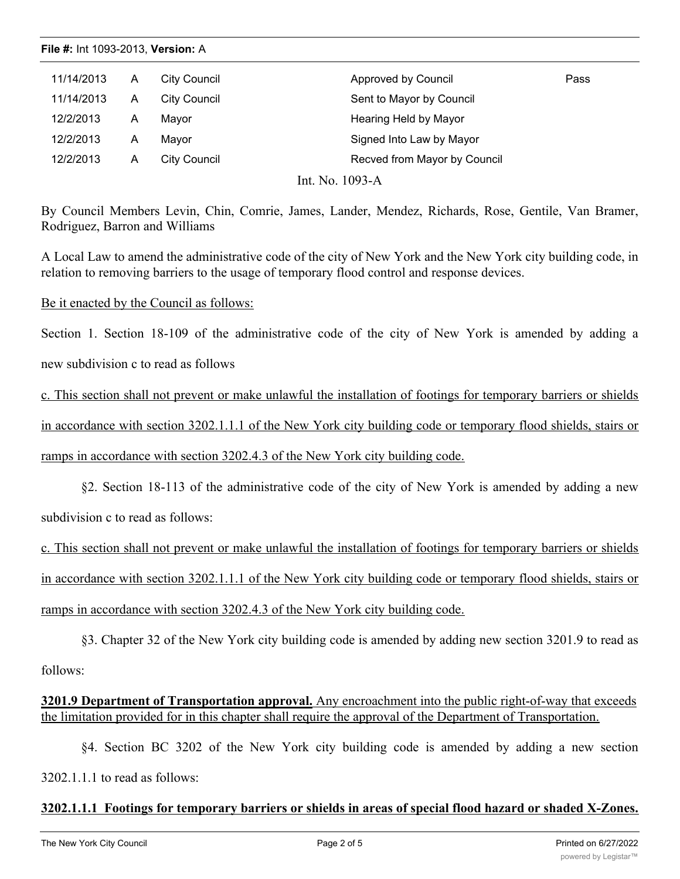| 11/14/2013 | A | City Council | Approved by Council | Pass |
|---|---|---|---|---|
| 11/14/2013 | A | City Council | Sent to Mayor by Council | |
| 12/2/2013 | A | Mayor | Hearing Held by Mayor | |
| 12/2/2013 | A | Mayor | Signed Into Law by Mayor | |
| 12/2/2013 | A | City Council | Recved from Mayor by Council | |

Int. No. 1093-A

By Council Members Levin, Chin, Comrie, James, Lander, Mendez, Richards, Rose, Gentile, Van Bramer, Rodriguez, Barron and Williams

A Local Law to amend the administrative code of the city of New York and the New York city building code, in relation to removing barriers to the usage of temporary flood control and response devices.

Be it enacted by the Council as follows:

Section 1. Section 18-109 of the administrative code of the city of New York is amended by adding a new subdivision c to read as follows

c. This section shall not prevent or make unlawful the installation of footings for temporary barriers or shields in accordance with section 3202.1.1.1 of the New York city building code or temporary flood shields, stairs or ramps in accordance with section 3202.4.3 of the New York city building code.

§2. Section 18-113 of the administrative code of the city of New York is amended by adding a new subdivision c to read as follows:

c. This section shall not prevent or make unlawful the installation of footings for temporary barriers or shields in accordance with section 3202.1.1.1 of the New York city building code or temporary flood shields, stairs or ramps in accordance with section 3202.4.3 of the New York city building code.

§3. Chapter 32 of the New York city building code is amended by adding new section 3201.9 to read as follows:

**3201.9 Department of Transportation approval.** Any encroachment into the public right-of-way that exceeds the limitation provided for in this chapter shall require the approval of the Department of Transportation.

§4. Section BC 3202 of the New York city building code is amended by adding a new section 3202.1.1.1 to read as follows:

**3202.1.1.1 Footings for temporary barriers or shields in areas of special flood hazard or shaded X-Zones.**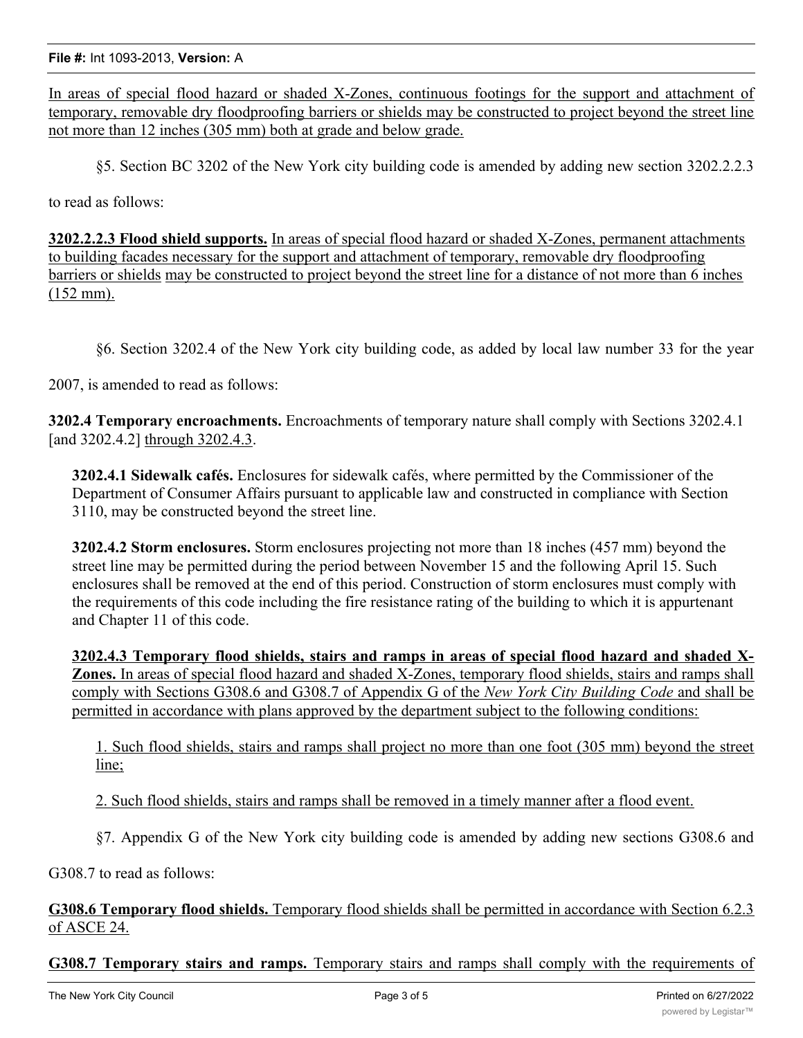In areas of special flood hazard or shaded X-Zones, continuous footings for the support and attachment of temporary, removable dry floodproofing barriers or shields may be constructed to project beyond the street line not more than 12 inches (305 mm) both at grade and below grade.

§5. Section BC 3202 of the New York city building code is amended by adding new section 3202.2.2.3 to read as follows:

**3202.2.2.3 Flood shield supports.** In areas of special flood hazard or shaded X-Zones, permanent attachments to building facades necessary for the support and attachment of temporary, removable dry floodproofing barriers or shields may be constructed to project beyond the street line for a distance of not more than 6 inches (152 mm).

§6. Section 3202.4 of the New York city building code, as added by local law number 33 for the year 2007, is amended to read as follows:

**3202.4 Temporary encroachments.** Encroachments of temporary nature shall comply with Sections 3202.4.1 [and 3202.4.2] through 3202.4.3.

**3202.4.1 Sidewalk cafés.** Enclosures for sidewalk cafés, where permitted by the Commissioner of the Department of Consumer Affairs pursuant to applicable law and constructed in compliance with Section 3110, may be constructed beyond the street line.

**3202.4.2 Storm enclosures.** Storm enclosures projecting not more than 18 inches (457 mm) beyond the street line may be permitted during the period between November 15 and the following April 15. Such enclosures shall be removed at the end of this period. Construction of storm enclosures must comply with the requirements of this code including the fire resistance rating of the building to which it is appurtenant and Chapter 11 of this code.

**3202.4.3 Temporary flood shields, stairs and ramps in areas of special flood hazard and shaded X-Zones.** In areas of special flood hazard and shaded X-Zones, temporary flood shields, stairs and ramps shall comply with Sections G308.6 and G308.7 of Appendix G of the *New York City Building Code* and shall be permitted in accordance with plans approved by the department subject to the following conditions:

1. Such flood shields, stairs and ramps shall project no more than one foot (305 mm) beyond the street line;

2. Such flood shields, stairs and ramps shall be removed in a timely manner after a flood event.

§7. Appendix G of the New York city building code is amended by adding new sections G308.6 and G308.7 to read as follows:

**G308.6 Temporary flood shields.** Temporary flood shields shall be permitted in accordance with Section 6.2.3 of ASCE 24.

**G308.7 Temporary stairs and ramps.** Temporary stairs and ramps shall comply with the requirements of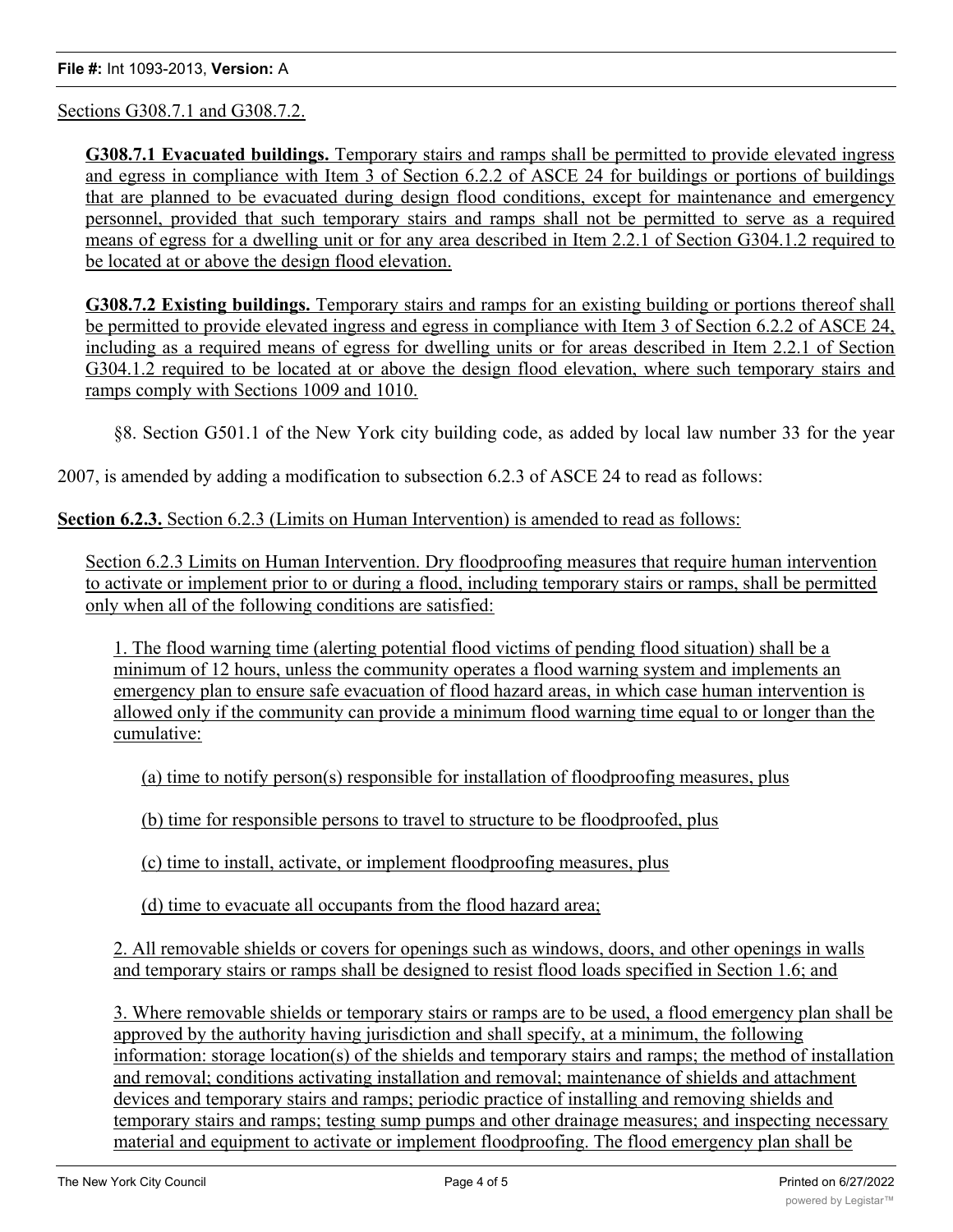Sections G308.7.1 and G308.7.2.

**G308.7.1 Evacuated buildings.** Temporary stairs and ramps shall be permitted to provide elevated ingress and egress in compliance with Item 3 of Section 6.2.2 of ASCE 24 for buildings or portions of buildings that are planned to be evacuated during design flood conditions, except for maintenance and emergency personnel, provided that such temporary stairs and ramps shall not be permitted to serve as a required means of egress for a dwelling unit or for any area described in Item 2.2.1 of Section G304.1.2 required to be located at or above the design flood elevation.

**G308.7.2 Existing buildings.** Temporary stairs and ramps for an existing building or portions thereof shall be permitted to provide elevated ingress and egress in compliance with Item 3 of Section 6.2.2 of ASCE 24, including as a required means of egress for dwelling units or for areas described in Item 2.2.1 of Section G304.1.2 required to be located at or above the design flood elevation, where such temporary stairs and ramps comply with Sections 1009 and 1010.

§8. Section G501.1 of the New York city building code, as added by local law number 33 for the year 2007, is amended by adding a modification to subsection 6.2.3 of ASCE 24 to read as follows:

**Section 6.2.3.** Section 6.2.3 (Limits on Human Intervention) is amended to read as follows:

Section 6.2.3 Limits on Human Intervention. Dry floodproofing measures that require human intervention to activate or implement prior to or during a flood, including temporary stairs or ramps, shall be permitted only when all of the following conditions are satisfied:

1. The flood warning time (alerting potential flood victims of pending flood situation) shall be a minimum of 12 hours, unless the community operates a flood warning system and implements an emergency plan to ensure safe evacuation of flood hazard areas, in which case human intervention is allowed only if the community can provide a minimum flood warning time equal to or longer than the cumulative:

(a) time to notify person(s) responsible for installation of floodproofing measures, plus

(b) time for responsible persons to travel to structure to be floodproofed, plus

(c) time to install, activate, or implement floodproofing measures, plus

(d) time to evacuate all occupants from the flood hazard area;

2. All removable shields or covers for openings such as windows, doors, and other openings in walls and temporary stairs or ramps shall be designed to resist flood loads specified in Section 1.6; and

3. Where removable shields or temporary stairs or ramps are to be used, a flood emergency plan shall be approved by the authority having jurisdiction and shall specify, at a minimum, the following information: storage location(s) of the shields and temporary stairs and ramps; the method of installation and removal; conditions activating installation and removal; maintenance of shields and attachment devices and temporary stairs and ramps; periodic practice of installing and removing shields and temporary stairs and ramps; testing sump pumps and other drainage measures; and inspecting necessary material and equipment to activate or implement floodproofing. The flood emergency plan shall be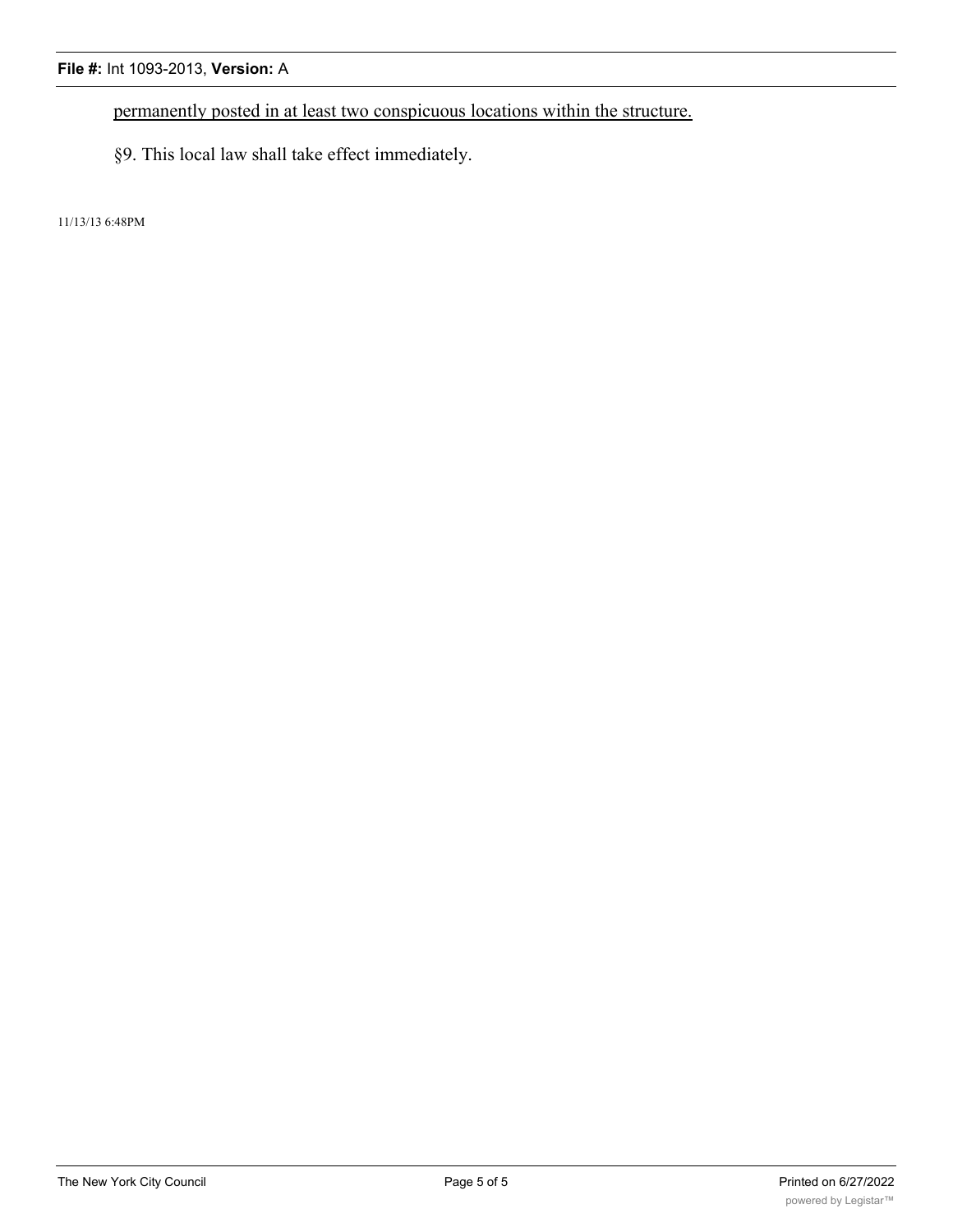permanently posted in at least two conspicuous locations within the structure.

§9. This local law shall take effect immediately.

11/13/13 6:48PM